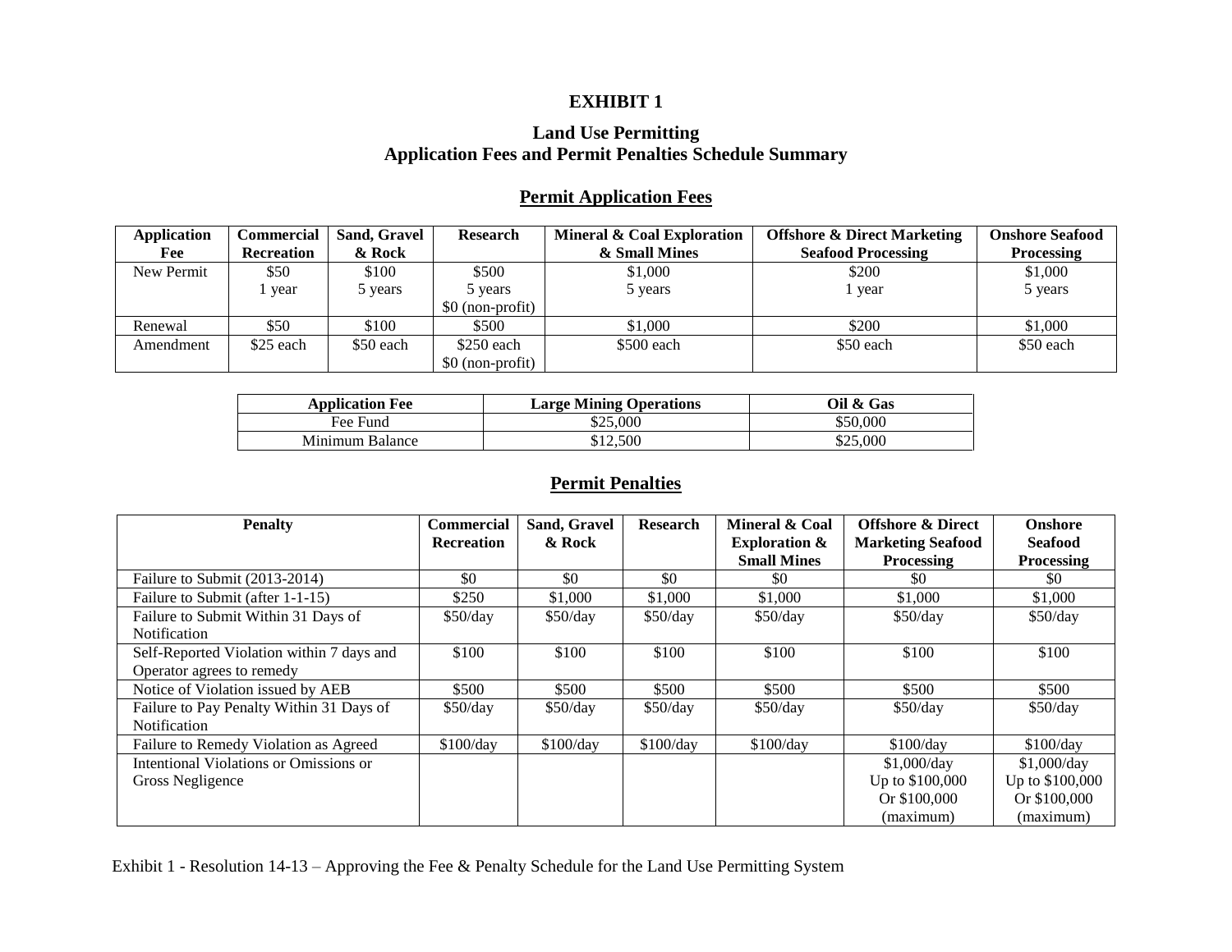# EXHIBIT 1

## Land Use Permitting
## Application Fees and Permit Penalties Schedule Summary

### Permit Application Fees

| Application Fee | Commercial Recreation | Sand, Gravel & Rock | Research | Mineral & Coal Exploration & Small Mines | Offshore & Direct Marketing Seafood Processing | Onshore Seafood Processing |
|---|---|---|---|---|---|---|
| New Permit | $50<br>1 year | $100<br>5 years | $500<br>5 years<br>$0 (non-profit) | $1,000<br>5 years | $200<br>1 year | $1,000<br>5 years |
| Renewal | $50 | $100 | $500 | $1,000 | $200 | $1,000 |
| Amendment | $25 each | $50 each | $250 each<br>$0 (non-profit) | $500 each | $50 each | $50 each |

| Application Fee | Large Mining Operations | Oil & Gas |
|---|---|---|
| Fee Fund | $25,000 | $50,000 |
| Minimum Balance | $12,500 | $25,000 |

### Permit Penalties

| Penalty | Commercial Recreation | Sand, Gravel & Rock | Research | Mineral & Coal Exploration & Small Mines | Offshore & Direct Marketing Seafood Processing | Onshore Seafood Processing |
|---|---|---|---|---|---|---|
| Failure to Submit (2013-2014) | $0 | $0 | $0 | $0 | $0 | $0 |
| Failure to Submit (after 1-1-15) | $250 | $1,000 | $1,000 | $1,000 | $1,000 | $1,000 |
| Failure to Submit Within 31 Days of Notification | $50/day | $50/day | $50/day | $50/day | $50/day | $50/day |
| Self-Reported Violation within 7 days and Operator agrees to remedy | $100 | $100 | $100 | $100 | $100 | $100 |
| Notice of Violation issued by AEB | $500 | $500 | $500 | $500 | $500 | $500 |
| Failure to Pay Penalty Within 31 Days of Notification | $50/day | $50/day | $50/day | $50/day | $50/day | $50/day |
| Failure to Remedy Violation as Agreed | $100/day | $100/day | $100/day | $100/day | $100/day | $100/day |
| Intentional Violations or Omissions or Gross Negligence | | | | | $1,000/day<br>Up to $100,000<br>Or $100,000<br>(maximum) | $1,000/day<br>Up to $100,000<br>Or $100,000<br>(maximum) |

Exhibit 1 - Resolution 14-13 – Approving the Fee & Penalty Schedule for the Land Use Permitting System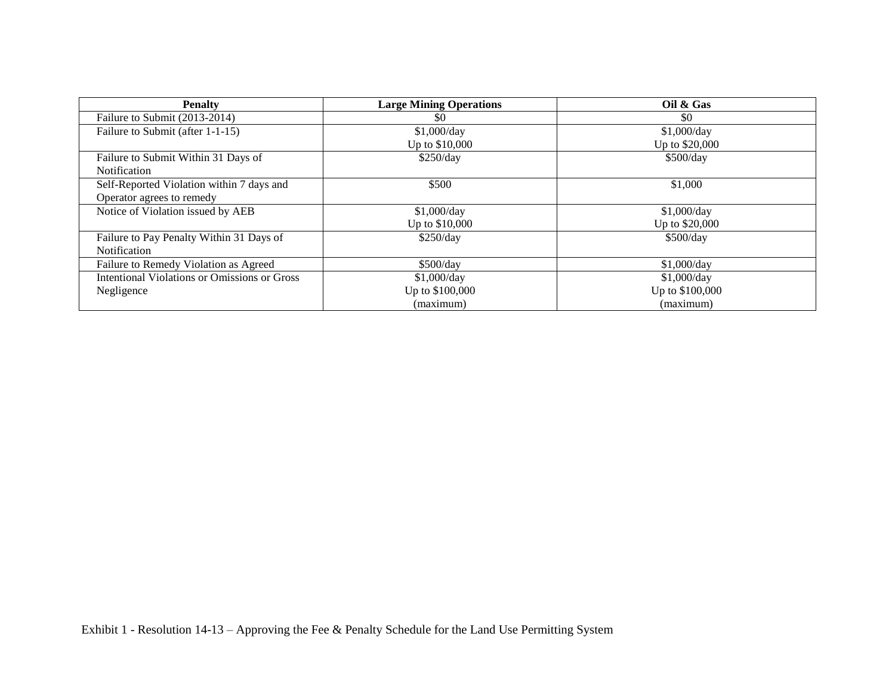| Penalty | Large Mining Operations | Oil & Gas |
|---|---|---|
| Failure to Submit (2013-2014) | $0 | $0 |
| Failure to Submit (after 1-1-15) | $1,000/day<br>Up to $10,000 | $1,000/day<br>Up to $20,000 |
| Failure to Submit Within 31 Days of Notification | $250/day | $500/day |
| Self-Reported Violation within 7 days and Operator agrees to remedy | $500 | $1,000 |
| Notice of Violation issued by AEB | $1,000/day<br>Up to $10,000 | $1,000/day<br>Up to $20,000 |
| Failure to Pay Penalty Within 31 Days of Notification | $250/day | $500/day |
| Failure to Remedy Violation as Agreed | $500/day | $1,000/day |
| Intentional Violations or Omissions or Gross Negligence | $1,000/day<br>Up to $100,000<br>(maximum) | $1,000/day<br>Up to $100,000<br>(maximum) |

Exhibit 1 - Resolution 14-13 – Approving the Fee & Penalty Schedule for the Land Use Permitting System